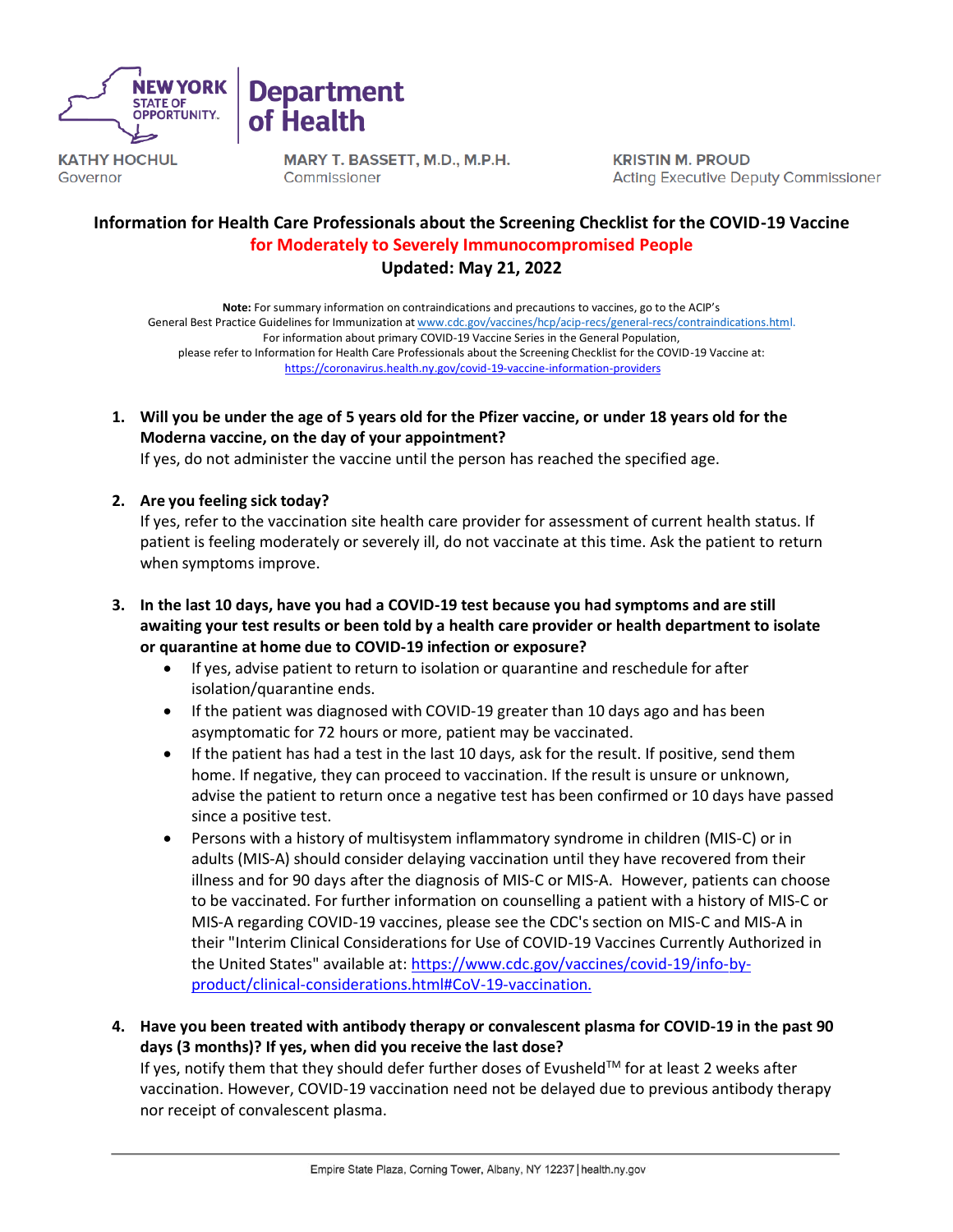NEW YORK STATE OF OPPORTUNITY. | Department of Health

KATHY HOCHUL
Governor

MARY T. BASSETT, M.D., M.P.H.
Commissioner

KRISTIN M. PROUD
Acting Executive Deputy Commissioner

# Information for Health Care Professionals about the Screening Checklist for the COVID-19 Vaccine for Moderately to Severely Immunocompromised People

**Updated: May 21, 2022**

**Note:** For summary information on contraindications and precautions to vaccines, go to the ACIP's General Best Practice Guidelines for Immunization at www.cdc.gov/vaccines/hcp/acip-recs/general-recs/contraindications.html.
For information about primary COVID-19 Vaccine Series in the General Population, please refer to Information for Health Care Professionals about the Screening Checklist for the COVID-19 Vaccine at: https://coronavirus.health.ny.gov/covid-19-vaccine-information-providers

1. **Will you be under the age of 5 years old for the Pfizer vaccine, or under 18 years old for the Moderna vaccine, on the day of your appointment?**
   If yes, do not administer the vaccine until the person has reached the specified age.

2. **Are you feeling sick today?**
   If yes, refer to the vaccination site health care provider for assessment of current health status. If patient is feeling moderately or severely ill, do not vaccinate at this time. Ask the patient to return when symptoms improve.

3. **In the last 10 days, have you had a COVID-19 test because you had symptoms and are still awaiting your test results or been told by a health care provider or health department to isolate or quarantine at home due to COVID-19 infection or exposure?**
   - If yes, advise patient to return to isolation or quarantine and reschedule for after isolation/quarantine ends.
   - If the patient was diagnosed with COVID-19 greater than 10 days ago and has been asymptomatic for 72 hours or more, patient may be vaccinated.
   - If the patient has had a test in the last 10 days, ask for the result. If positive, send them home. If negative, they can proceed to vaccination. If the result is unsure or unknown, advise the patient to return once a negative test has been confirmed or 10 days have passed since a positive test.
   - Persons with a history of multisystem inflammatory syndrome in children (MIS-C) or in adults (MIS-A) should consider delaying vaccination until they have recovered from their illness and for 90 days after the diagnosis of MIS-C or MIS-A. However, patients can choose to be vaccinated. For further information on counselling a patient with a history of MIS-C or MIS-A regarding COVID-19 vaccines, please see the CDC's section on MIS-C and MIS-A in their "Interim Clinical Considerations for Use of COVID-19 Vaccines Currently Authorized in the United States" available at: https://www.cdc.gov/vaccines/covid-19/info-by-product/clinical-considerations.html#CoV-19-vaccination.

4. **Have you been treated with antibody therapy or convalescent plasma for COVID-19 in the past 90 days (3 months)? If yes, when did you receive the last dose?**
   If yes, notify them that they should defer further doses of Evusheld™ for at least 2 weeks after vaccination. However, COVID-19 vaccination need not be delayed due to previous antibody therapy nor receipt of convalescent plasma.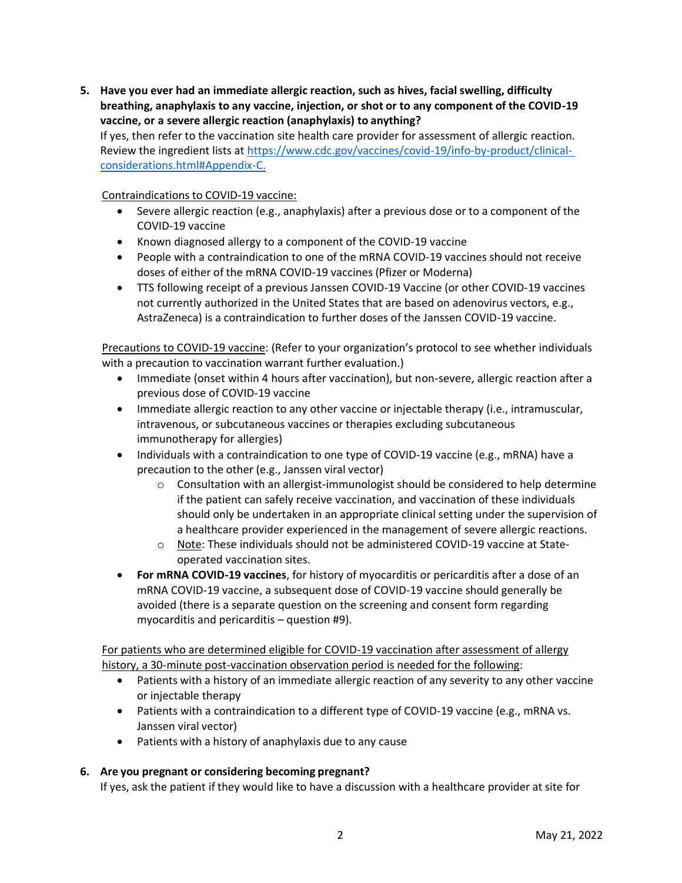5. **Have you ever had an immediate allergic reaction, such as hives, facial swelling, difficulty breathing, anaphylaxis to any vaccine, injection, or shot or to any component of the COVID-19 vaccine, or a severe allergic reaction (anaphylaxis) to anything?**
   If yes, then refer to the vaccination site health care provider for assessment of allergic reaction. Review the ingredient lists at [https://www.cdc.gov/vaccines/covid-19/info-by-product/clinical-considerations.html#Appendix-C.](https://www.cdc.gov/vaccines/covid-19/info-by-product/clinical-considerations.html#Appendix-C)

   <u>Contraindications to COVID-19 vaccine:</u>
   - Severe allergic reaction (e.g., anaphylaxis) after a previous dose or to a component of the COVID-19 vaccine
   - Known diagnosed allergy to a component of the COVID-19 vaccine
   - People with a contraindication to one of the mRNA COVID-19 vaccines should not receive doses of either of the mRNA COVID-19 vaccines (Pfizer or Moderna)
   - TTS following receipt of a previous Janssen COVID-19 Vaccine (or other COVID-19 vaccines not currently authorized in the United States that are based on adenovirus vectors, e.g., AstraZeneca) is a contraindication to further doses of the Janssen COVID-19 vaccine.

   <u>Precautions to COVID-19 vaccine</u>: (Refer to your organization's protocol to see whether individuals with a precaution to vaccination warrant further evaluation.)
   - Immediate (onset within 4 hours after vaccination), but non-severe, allergic reaction after a previous dose of COVID-19 vaccine
   - Immediate allergic reaction to any other vaccine or injectable therapy (i.e., intramuscular, intravenous, or subcutaneous vaccines or therapies excluding subcutaneous immunotherapy for allergies)
   - Individuals with a contraindication to one type of COVID-19 vaccine (e.g., mRNA) have a precaution to the other (e.g., Janssen viral vector)
     - Consultation with an allergist-immunologist should be considered to help determine if the patient can safely receive vaccination, and vaccination of these individuals should only be undertaken in an appropriate clinical setting under the supervision of a healthcare provider experienced in the management of severe allergic reactions.
     - <u>Note</u>: These individuals should not be administered COVID-19 vaccine at State-operated vaccination sites.
   - **For mRNA COVID-19 vaccines**, for history of myocarditis or pericarditis after a dose of an mRNA COVID-19 vaccine, a subsequent dose of COVID-19 vaccine should generally be avoided (there is a separate question on the screening and consent form regarding myocarditis and pericarditis – question #9).

   <u>For patients who are determined eligible for COVID-19 vaccination after assessment of allergy history, a 30-minute post-vaccination observation period is needed for the following</u>:
   - Patients with a history of an immediate allergic reaction of any severity to any other vaccine or injectable therapy
   - Patients with a contraindication to a different type of COVID-19 vaccine (e.g., mRNA vs. Janssen viral vector)
   - Patients with a history of anaphylaxis due to any cause

6. **Are you pregnant or considering becoming pregnant?**
   If yes, ask the patient if they would like to have a discussion with a healthcare provider at site for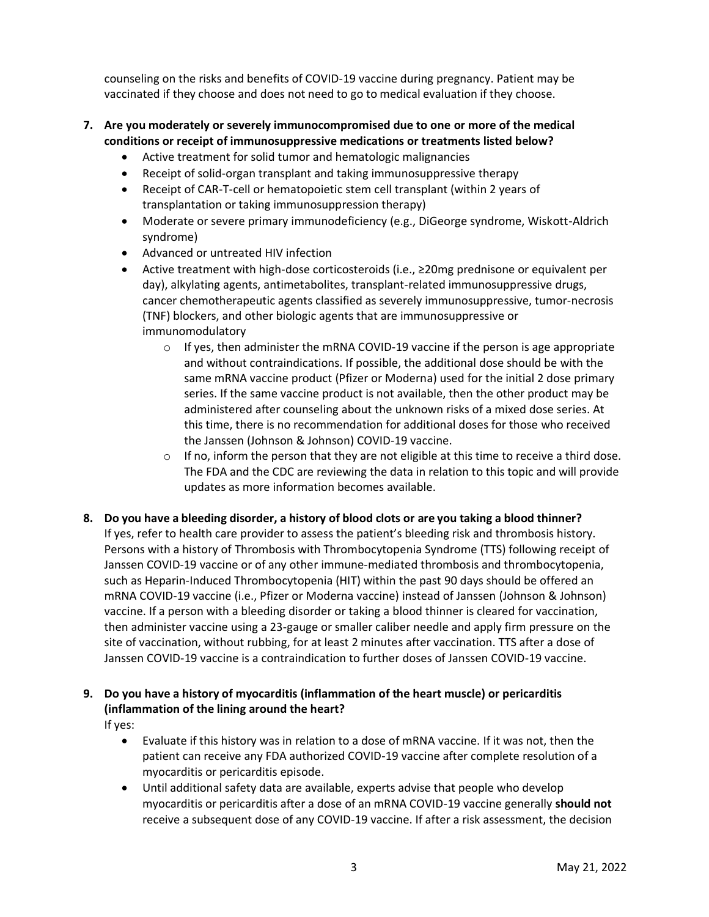counseling on the risks and benefits of COVID-19 vaccine during pregnancy. Patient may be vaccinated if they choose and does not need to go to medical evaluation if they choose.

7. **Are you moderately or severely immunocompromised due to one or more of the medical conditions or receipt of immunosuppressive medications or treatments listed below?**
   - Active treatment for solid tumor and hematologic malignancies
   - Receipt of solid-organ transplant and taking immunosuppressive therapy
   - Receipt of CAR-T-cell or hematopoietic stem cell transplant (within 2 years of transplantation or taking immunosuppression therapy)
   - Moderate or severe primary immunodeficiency (e.g., DiGeorge syndrome, Wiskott-Aldrich syndrome)
   - Advanced or untreated HIV infection
   - Active treatment with high-dose corticosteroids (i.e., ≥20mg prednisone or equivalent per day), alkylating agents, antimetabolites, transplant-related immunosuppressive drugs, cancer chemotherapeutic agents classified as severely immunosuppressive, tumor-necrosis (TNF) blockers, and other biologic agents that are immunosuppressive or immunomodulatory
     - If yes, then administer the mRNA COVID-19 vaccine if the person is age appropriate and without contraindications. If possible, the additional dose should be with the same mRNA vaccine product (Pfizer or Moderna) used for the initial 2 dose primary series. If the same vaccine product is not available, then the other product may be administered after counseling about the unknown risks of a mixed dose series. At this time, there is no recommendation for additional doses for those who received the Janssen (Johnson & Johnson) COVID-19 vaccine.
     - If no, inform the person that they are not eligible at this time to receive a third dose. The FDA and the CDC are reviewing the data in relation to this topic and will provide updates as more information becomes available.

8. **Do you have a bleeding disorder, a history of blood clots or are you taking a blood thinner?**
   If yes, refer to health care provider to assess the patient's bleeding risk and thrombosis history. Persons with a history of Thrombosis with Thrombocytopenia Syndrome (TTS) following receipt of Janssen COVID-19 vaccine or of any other immune-mediated thrombosis and thrombocytopenia, such as Heparin-Induced Thrombocytopenia (HIT) within the past 90 days should be offered an mRNA COVID-19 vaccine (i.e., Pfizer or Moderna vaccine) instead of Janssen (Johnson & Johnson) vaccine. If a person with a bleeding disorder or taking a blood thinner is cleared for vaccination, then administer vaccine using a 23-gauge or smaller caliber needle and apply firm pressure on the site of vaccination, without rubbing, for at least 2 minutes after vaccination. TTS after a dose of Janssen COVID-19 vaccine is a contraindication to further doses of Janssen COVID-19 vaccine.

9. **Do you have a history of myocarditis (inflammation of the heart muscle) or pericarditis (inflammation of the lining around the heart?**
   If yes:
   - Evaluate if this history was in relation to a dose of mRNA vaccine. If it was not, then the patient can receive any FDA authorized COVID-19 vaccine after complete resolution of a myocarditis or pericarditis episode.
   - Until additional safety data are available, experts advise that people who develop myocarditis or pericarditis after a dose of an mRNA COVID-19 vaccine generally **should not** receive a subsequent dose of any COVID-19 vaccine. If after a risk assessment, the decision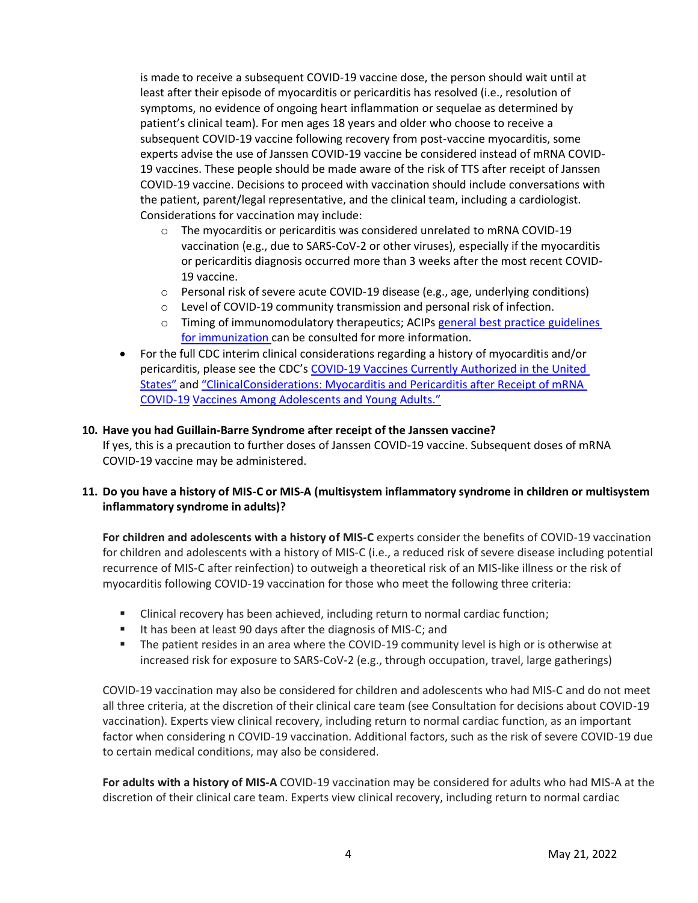is made to receive a subsequent COVID-19 vaccine dose, the person should wait until at least after their episode of myocarditis or pericarditis has resolved (i.e., resolution of symptoms, no evidence of ongoing heart inflammation or sequelae as determined by patient's clinical team). For men ages 18 years and older who choose to receive a subsequent COVID-19 vaccine following recovery from post-vaccine myocarditis, some experts advise the use of Janssen COVID-19 vaccine be considered instead of mRNA COVID-19 vaccines. These people should be made aware of the risk of TTS after receipt of Janssen COVID-19 vaccine. Decisions to proceed with vaccination should include conversations with the patient, parent/legal representative, and the clinical team, including a cardiologist. Considerations for vaccination may include:

  - The myocarditis or pericarditis was considered unrelated to mRNA COVID-19 vaccination (e.g., due to SARS-CoV-2 or other viruses), especially if the myocarditis or pericarditis diagnosis occurred more than 3 weeks after the most recent COVID-19 vaccine.
  - Personal risk of severe acute COVID-19 disease (e.g., age, underlying conditions)
  - Level of COVID-19 community transmission and personal risk of infection.
  - Timing of immunomodulatory therapeutics; ACIPs general best practice guidelines for immunization can be consulted for more information.

- For the full CDC interim clinical considerations regarding a history of myocarditis and/or pericarditis, please see the CDC's COVID-19 Vaccines Currently Authorized in the United States" and "ClinicalConsiderations: Myocarditis and Pericarditis after Receipt of mRNA COVID-19 Vaccines Among Adolescents and Young Adults."

**10. Have you had Guillain-Barre Syndrome after receipt of the Janssen vaccine?**

If yes, this is a precaution to further doses of Janssen COVID-19 vaccine. Subsequent doses of mRNA COVID-19 vaccine may be administered.

**11. Do you have a history of MIS-C or MIS-A (multisystem inflammatory syndrome in children or multisystem inflammatory syndrome in adults)?**

**For children and adolescents with a history of MIS-C** experts consider the benefits of COVID-19 vaccination for children and adolescents with a history of MIS-C (i.e., a reduced risk of severe disease including potential recurrence of MIS-C after reinfection) to outweigh a theoretical risk of an MIS-like illness or the risk of myocarditis following COVID-19 vaccination for those who meet the following three criteria:

- Clinical recovery has been achieved, including return to normal cardiac function;
- It has been at least 90 days after the diagnosis of MIS-C; and
- The patient resides in an area where the COVID-19 community level is high or is otherwise at increased risk for exposure to SARS-CoV-2 (e.g., through occupation, travel, large gatherings)

COVID-19 vaccination may also be considered for children and adolescents who had MIS-C and do not meet all three criteria, at the discretion of their clinical care team (see Consultation for decisions about COVID-19 vaccination). Experts view clinical recovery, including return to normal cardiac function, as an important factor when considering n COVID-19 vaccination. Additional factors, such as the risk of severe COVID-19 due to certain medical conditions, may also be considered.

**For adults with a history of MIS-A** COVID-19 vaccination may be considered for adults who had MIS-A at the discretion of their clinical care team. Experts view clinical recovery, including return to normal cardiac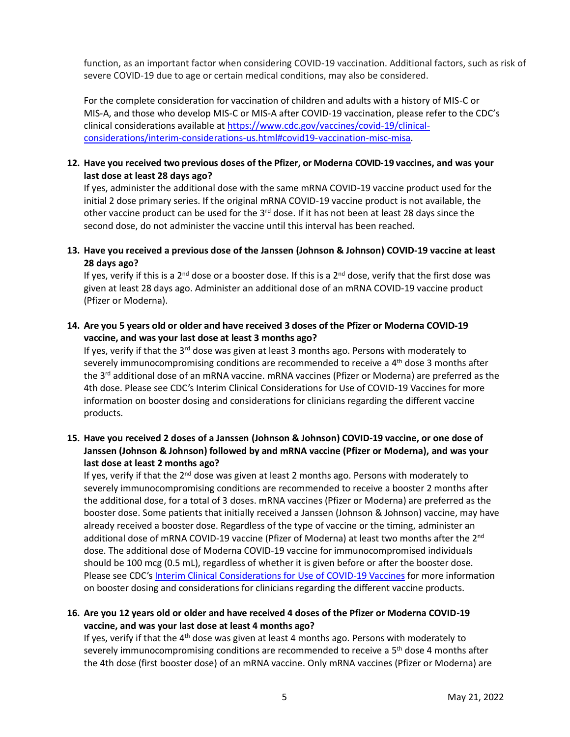function, as an important factor when considering COVID-19 vaccination. Additional factors, such as risk of severe COVID-19 due to age or certain medical conditions, may also be considered.

For the complete consideration for vaccination of children and adults with a history of MIS-C or MIS-A, and those who develop MIS-C or MIS-A after COVID-19 vaccination, please refer to the CDC's clinical considerations available at [https://www.cdc.gov/vaccines/covid-19/clinical-considerations/interim-considerations-us.html#covid19-vaccination-misc-misa](https://www.cdc.gov/vaccines/covid-19/clinical-considerations/interim-considerations-us.html#covid19-vaccination-misc-misa).

**12. Have you received two previous doses of the Pfizer, or Moderna COVID-19 vaccines, and was your last dose at least 28 days ago?**

If yes, administer the additional dose with the same mRNA COVID-19 vaccine product used for the initial 2 dose primary series. If the original mRNA COVID-19 vaccine product is not available, the other vaccine product can be used for the 3rd dose. If it has not been at least 28 days since the second dose, do not administer the vaccine until this interval has been reached.

**13. Have you received a previous dose of the Janssen (Johnson & Johnson) COVID-19 vaccine at least 28 days ago?**

If yes, verify if this is a 2nd dose or a booster dose. If this is a 2nd dose, verify that the first dose was given at least 28 days ago. Administer an additional dose of an mRNA COVID-19 vaccine product (Pfizer or Moderna).

**14. Are you 5 years old or older and have received 3 doses of the Pfizer or Moderna COVID-19 vaccine, and was your last dose at least 3 months ago?**

If yes, verify if that the 3rd dose was given at least 3 months ago. Persons with moderately to severely immunocompromising conditions are recommended to receive a 4th dose 3 months after the 3rd additional dose of an mRNA vaccine. mRNA vaccines (Pfizer or Moderna) are preferred as the 4th dose. Please see CDC's Interim Clinical Considerations for Use of COVID-19 Vaccines for more information on booster dosing and considerations for clinicians regarding the different vaccine products.

**15. Have you received 2 doses of a Janssen (Johnson & Johnson) COVID-19 vaccine, or one dose of Janssen (Johnson & Johnson) followed by and mRNA vaccine (Pfizer or Moderna), and was your last dose at least 2 months ago?**

If yes, verify if that the 2nd dose was given at least 2 months ago. Persons with moderately to severely immunocompromising conditions are recommended to receive a booster 2 months after the additional dose, for a total of 3 doses. mRNA vaccines (Pfizer or Moderna) are preferred as the booster dose. Some patients that initially received a Janssen (Johnson & Johnson) vaccine, may have already received a booster dose. Regardless of the type of vaccine or the timing, administer an additional dose of mRNA COVID-19 vaccine (Pfizer of Moderna) at least two months after the 2nd dose. The additional dose of Moderna COVID-19 vaccine for immunocompromised individuals should be 100 mcg (0.5 mL), regardless of whether it is given before or after the booster dose. Please see CDC's [Interim Clinical Considerations for Use of COVID-19 Vaccines](https://www.cdc.gov/vaccines/covid-19/clinical-considerations/interim-considerations-us.html) for more information on booster dosing and considerations for clinicians regarding the different vaccine products.

**16. Are you 12 years old or older and have received 4 doses of the Pfizer or Moderna COVID-19 vaccine, and was your last dose at least 4 months ago?**

If yes, verify if that the 4th dose was given at least 4 months ago. Persons with moderately to severely immunocompromising conditions are recommended to receive a 5th dose 4 months after the 4th dose (first booster dose) of an mRNA vaccine. Only mRNA vaccines (Pfizer or Moderna) are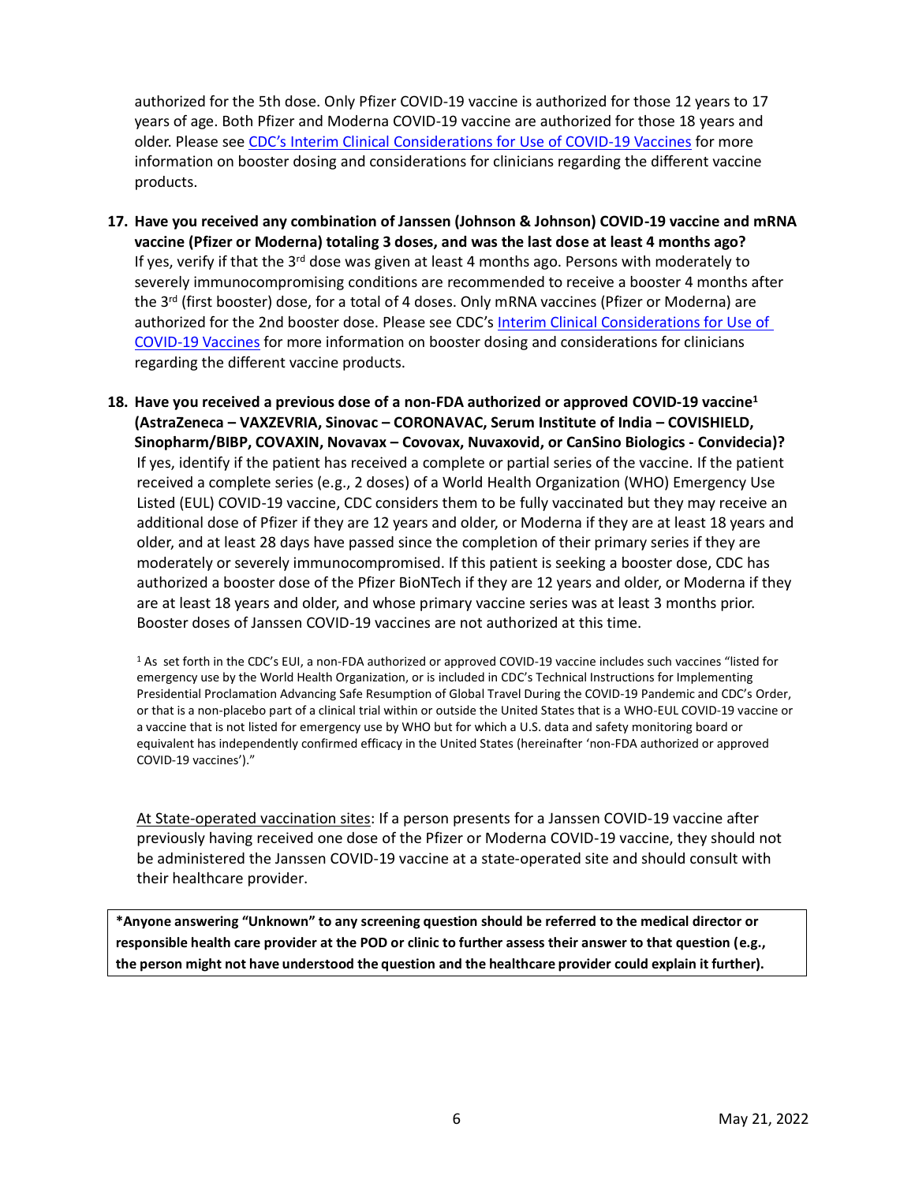authorized for the 5th dose. Only Pfizer COVID-19 vaccine is authorized for those 12 years to 17 years of age. Both Pfizer and Moderna COVID-19 vaccine are authorized for those 18 years and older. Please see CDC's Interim Clinical Considerations for Use of COVID-19 Vaccines for more information on booster dosing and considerations for clinicians regarding the different vaccine products.

17. **Have you received any combination of Janssen (Johnson & Johnson) COVID-19 vaccine and mRNA vaccine (Pfizer or Moderna) totaling 3 doses, and was the last dose at least 4 months ago?**
    If yes, verify if that the 3rd dose was given at least 4 months ago. Persons with moderately to severely immunocompromising conditions are recommended to receive a booster 4 months after the 3rd (first booster) dose, for a total of 4 doses. Only mRNA vaccines (Pfizer or Moderna) are authorized for the 2nd booster dose. Please see CDC's Interim Clinical Considerations for Use of COVID-19 Vaccines for more information on booster dosing and considerations for clinicians regarding the different vaccine products.

18. **Have you received a previous dose of a non-FDA authorized or approved COVID-19 vaccine[1] (AstraZeneca – VAXZEVRIA, Sinovac – CORONAVAC, Serum Institute of India – COVISHIELD, Sinopharm/BIBP, COVAXIN, Novavax – Covovax, Nuvaxovid, or CanSino Biologics - Convidecia)?**
    If yes, identify if the patient has received a complete or partial series of the vaccine. If the patient received a complete series (e.g., 2 doses) of a World Health Organization (WHO) Emergency Use Listed (EUL) COVID-19 vaccine, CDC considers them to be fully vaccinated but they may receive an additional dose of Pfizer if they are 12 years and older, or Moderna if they are at least 18 years and older, and at least 28 days have passed since the completion of their primary series if they are moderately or severely immunocompromised. If this patient is seeking a booster dose, CDC has authorized a booster dose of the Pfizer BioNTech if they are 12 years and older, or Moderna if they are at least 18 years and older, and whose primary vaccine series was at least 3 months prior. Booster doses of Janssen COVID-19 vaccines are not authorized at this time.

    [1] As set forth in the CDC's EUI, a non-FDA authorized or approved COVID-19 vaccine includes such vaccines "listed for emergency use by the World Health Organization, or is included in CDC's Technical Instructions for Implementing Presidential Proclamation Advancing Safe Resumption of Global Travel During the COVID-19 Pandemic and CDC's Order, or that is a non-placebo part of a clinical trial within or outside the United States that is a WHO-EUL COVID-19 vaccine or a vaccine that is not listed for emergency use by WHO but for which a U.S. data and safety monitoring board or equivalent has independently confirmed efficacy in the United States (hereinafter 'non-FDA authorized or approved COVID-19 vaccines')."

    At State-operated vaccination sites: If a person presents for a Janssen COVID-19 vaccine after previously having received one dose of the Pfizer or Moderna COVID-19 vaccine, they should not be administered the Janssen COVID-19 vaccine at a state-operated site and should consult with their healthcare provider.

**\*Anyone answering "Unknown" to any screening question should be referred to the medical director or responsible health care provider at the POD or clinic to further assess their answer to that question (e.g., the person might not have understood the question and the healthcare provider could explain it further).**